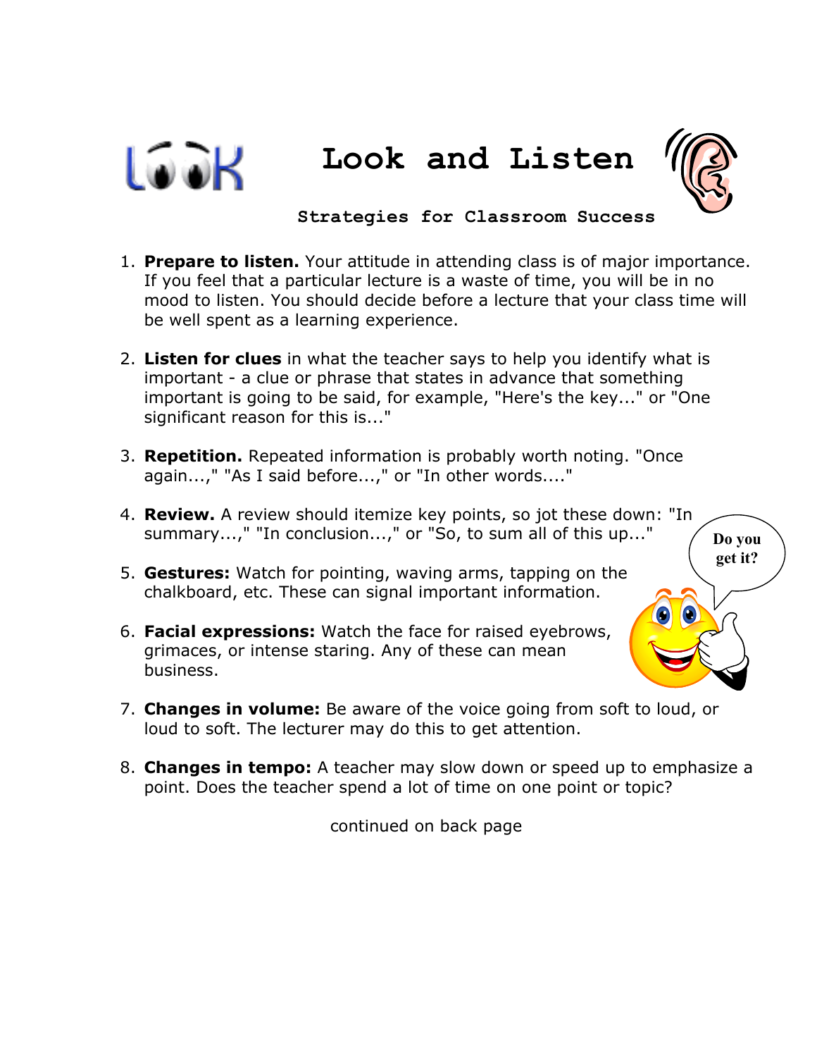# Look and Listen

### Strategies for Classroom Success

1. **Prepare to listen.** Your attitude in attending class is of major importance. If you feel that a particular lecture is a waste of time, you will be in no mood to listen. You should decide before a lecture that your class time will be well spent as a learning experience.

2. **Listen for clues** in what the teacher says to help you identify what is important - a clue or phrase that states in advance that something important is going to be said, for example, "Here's the key..." or "One significant reason for this is..."

3. **Repetition.** Repeated information is probably worth noting. "Once again...," "As I said before...," or "In other words...."

4. **Review.** A review should itemize key points, so jot these down: "In summary...," "In conclusion...," or "So, to sum all of this up..."

5. **Gestures:** Watch for pointing, waving arms, tapping on the chalkboard, etc. These can signal important information.

6. **Facial expressions:** Watch the face for raised eyebrows, grimaces, or intense staring. Any of these can mean business.

7. **Changes in volume:** Be aware of the voice going from soft to loud, or loud to soft. The lecturer may do this to get attention.

8. **Changes in tempo:** A teacher may slow down or speed up to emphasize a point. Does the teacher spend a lot of time on one point or topic?

continued on back page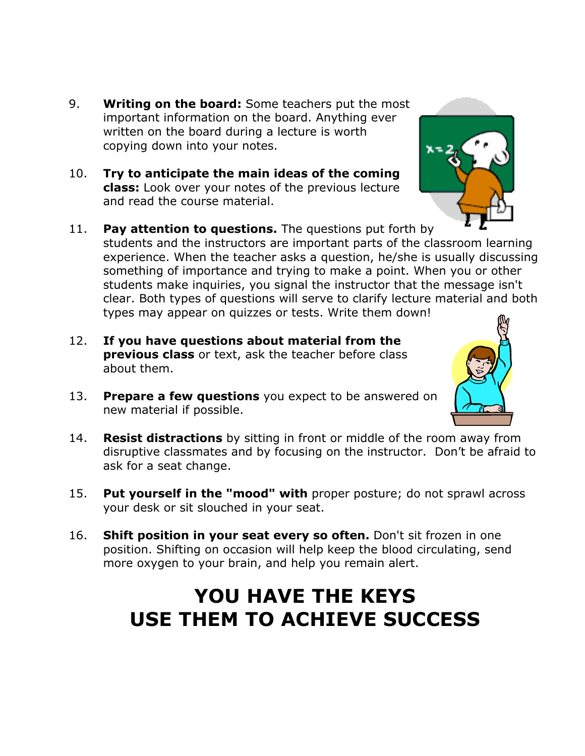9. **Writing on the board:** Some teachers put the most important information on the board. Anything ever written on the board during a lecture is worth copying down into your notes.

10. **Try to anticipate the main ideas of the coming class:** Look over your notes of the previous lecture and read the course material.

11. **Pay attention to questions.** The questions put forth by students and the instructors are important parts of the classroom learning experience. When the teacher asks a question, he/she is usually discussing something of importance and trying to make a point. When you or other students make inquiries, you signal the instructor that the message isn't clear. Both types of questions will serve to clarify lecture material and both types may appear on quizzes or tests. Write them down!

12. **If you have questions about material from the previous class** or text, ask the teacher before class about them.

13. **Prepare a few questions** you expect to be answered on new material if possible.

14. **Resist distractions** by sitting in front or middle of the room away from disruptive classmates and by focusing on the instructor. Don't be afraid to ask for a seat change.

15. **Put yourself in the "mood" with** proper posture; do not sprawl across your desk or sit slouched in your seat.

16. **Shift position in your seat every so often.** Don't sit frozen in one position. Shifting on occasion will help keep the blood circulating, send more oxygen to your brain, and help you remain alert.

# YOU HAVE THE KEYS
# USE THEM TO ACHIEVE SUCCESS